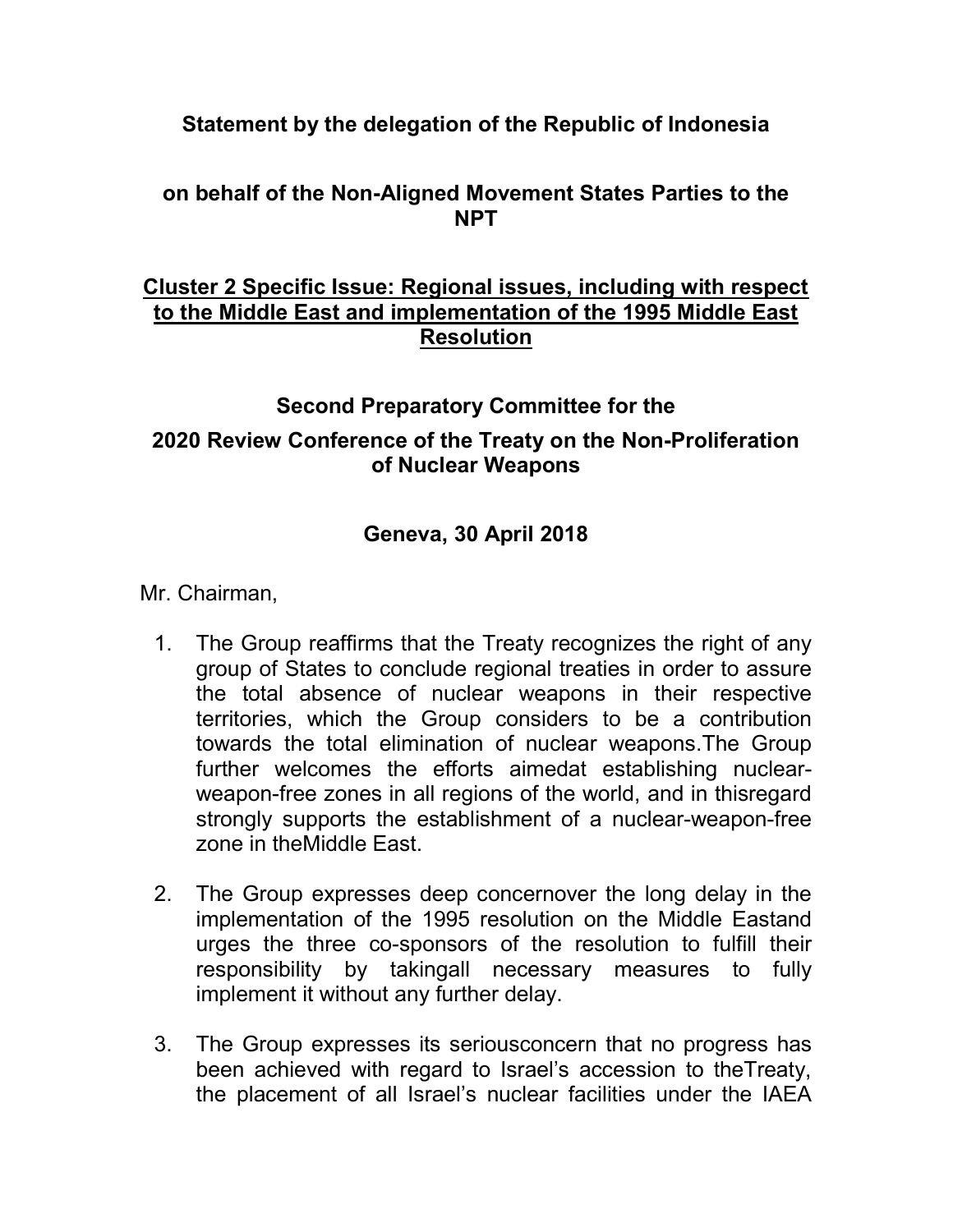**Statement by the delegation of the Republic of Indonesia**

**on behalf of the Non-Aligned Movement States Parties to the NPT**

**Cluster 2 Specific Issue: Regional issues, including with respect to the Middle East and implementation of the 1995 Middle East Resolution**

**Second Preparatory Committee for the**

**2020 Review Conference of the Treaty on the Non-Proliferation of Nuclear Weapons**

**Geneva, 30 April 2018**

Mr. Chairman,

1. The Group reaffirms that the Treaty recognizes the right of any group of States to conclude regional treaties in order to assure the total absence of nuclear weapons in their respective territories, which the Group considers to be a contribution towards the total elimination of nuclear weapons.The Group further welcomes the efforts aimedat establishing nuclear-weapon-free zones in all regions of the world, and in thisregard strongly supports the establishment of a nuclear-weapon-free zone in theMiddle East.

2. The Group expresses deep concernover the long delay in the implementation of the 1995 resolution on the Middle Eastand urges the three co-sponsors of the resolution to fulfill their responsibility by takingall necessary measures to fully implement it without any further delay.

3. The Group expresses its seriousconcern that no progress has been achieved with regard to Israel's accession to theTreaty, the placement of all Israel's nuclear facilities under the IAEA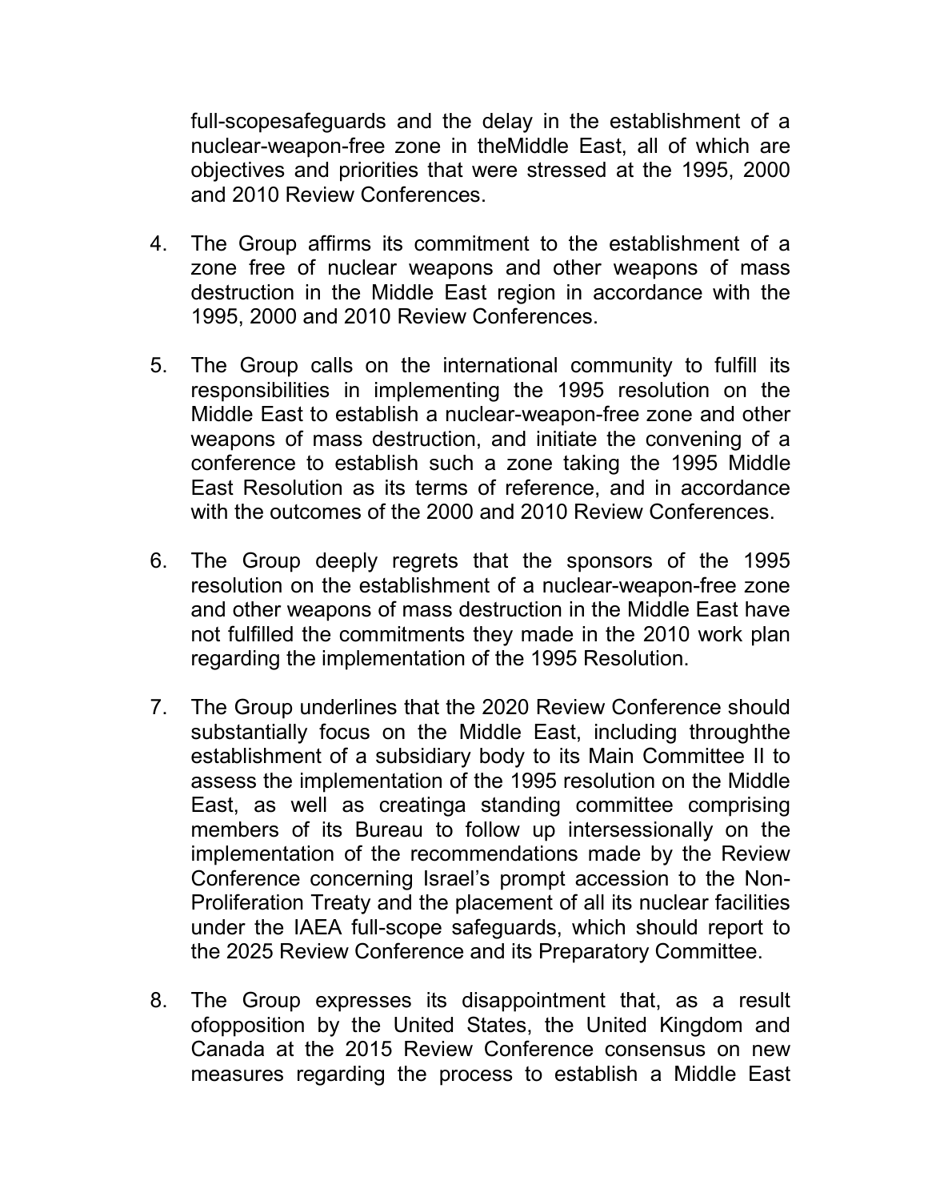full-scopesafeguards and the delay in the establishment of a nuclear-weapon-free zone in theMiddle East, all of which are objectives and priorities that were stressed at the 1995, 2000 and 2010 Review Conferences.

4. The Group affirms its commitment to the establishment of a zone free of nuclear weapons and other weapons of mass destruction in the Middle East region in accordance with the 1995, 2000 and 2010 Review Conferences.

5. The Group calls on the international community to fulfill its responsibilities in implementing the 1995 resolution on the Middle East to establish a nuclear-weapon-free zone and other weapons of mass destruction, and initiate the convening of a conference to establish such a zone taking the 1995 Middle East Resolution as its terms of reference, and in accordance with the outcomes of the 2000 and 2010 Review Conferences.

6. The Group deeply regrets that the sponsors of the 1995 resolution on the establishment of a nuclear-weapon-free zone and other weapons of mass destruction in the Middle East have not fulfilled the commitments they made in the 2010 work plan regarding the implementation of the 1995 Resolution.

7. The Group underlines that the 2020 Review Conference should substantially focus on the Middle East, including throughthe establishment of a subsidiary body to its Main Committee II to assess the implementation of the 1995 resolution on the Middle East, as well as creatinga standing committee comprising members of its Bureau to follow up intersessionally on the implementation of the recommendations made by the Review Conference concerning Israel's prompt accession to the Non-Proliferation Treaty and the placement of all its nuclear facilities under the IAEA full-scope safeguards, which should report to the 2025 Review Conference and its Preparatory Committee.

8. The Group expresses its disappointment that, as a result ofopposition by the United States, the United Kingdom and Canada at the 2015 Review Conference consensus on new measures regarding the process to establish a Middle East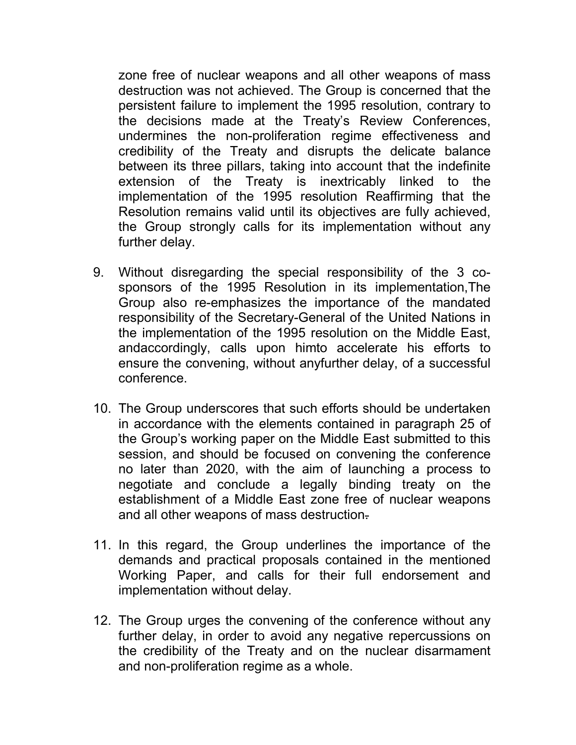zone free of nuclear weapons and all other weapons of mass destruction was not achieved. The Group is concerned that the persistent failure to implement the 1995 resolution, contrary to the decisions made at the Treaty's Review Conferences, undermines the non-proliferation regime effectiveness and credibility of the Treaty and disrupts the delicate balance between its three pillars, taking into account that the indefinite extension of the Treaty is inextricably linked to the implementation of the 1995 resolution Reaffirming that the Resolution remains valid until its objectives are fully achieved, the Group strongly calls for its implementation without any further delay.

9. Without disregarding the special responsibility of the 3 co-sponsors of the 1995 Resolution in its implementation,The Group also re-emphasizes the importance of the mandated responsibility of the Secretary-General of the United Nations in the implementation of the 1995 resolution on the Middle East, andaccordingly, calls upon himto accelerate his efforts to ensure the convening, without anyfurther delay, of a successful conference.

10. The Group underscores that such efforts should be undertaken in accordance with the elements contained in paragraph 25 of the Group's working paper on the Middle East submitted to this session, and should be focused on convening the conference no later than 2020, with the aim of launching a process to negotiate and conclude a legally binding treaty on the establishment of a Middle East zone free of nuclear weapons and all other weapons of mass destruction.

11. In this regard, the Group underlines the importance of the demands and practical proposals contained in the mentioned Working Paper, and calls for their full endorsement and implementation without delay.

12. The Group urges the convening of the conference without any further delay, in order to avoid any negative repercussions on the credibility of the Treaty and on the nuclear disarmament and non-proliferation regime as a whole.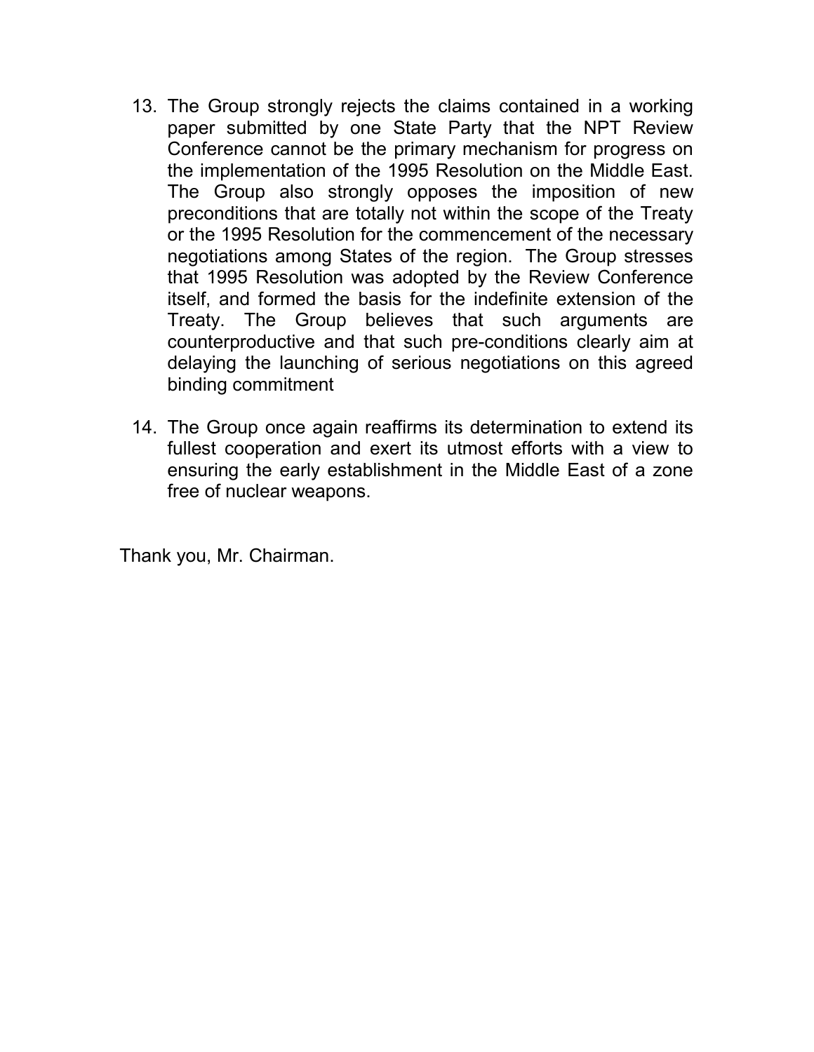13. The Group strongly rejects the claims contained in a working paper submitted by one State Party that the NPT Review Conference cannot be the primary mechanism for progress on the implementation of the 1995 Resolution on the Middle East. The Group also strongly opposes the imposition of new preconditions that are totally not within the scope of the Treaty or the 1995 Resolution for the commencement of the necessary negotiations among States of the region. The Group stresses that 1995 Resolution was adopted by the Review Conference itself, and formed the basis for the indefinite extension of the Treaty. The Group believes that such arguments are counterproductive and that such pre-conditions clearly aim at delaying the launching of serious negotiations on this agreed binding commitment

14. The Group once again reaffirms its determination to extend its fullest cooperation and exert its utmost efforts with a view to ensuring the early establishment in the Middle East of a zone free of nuclear weapons.

Thank you, Mr. Chairman.